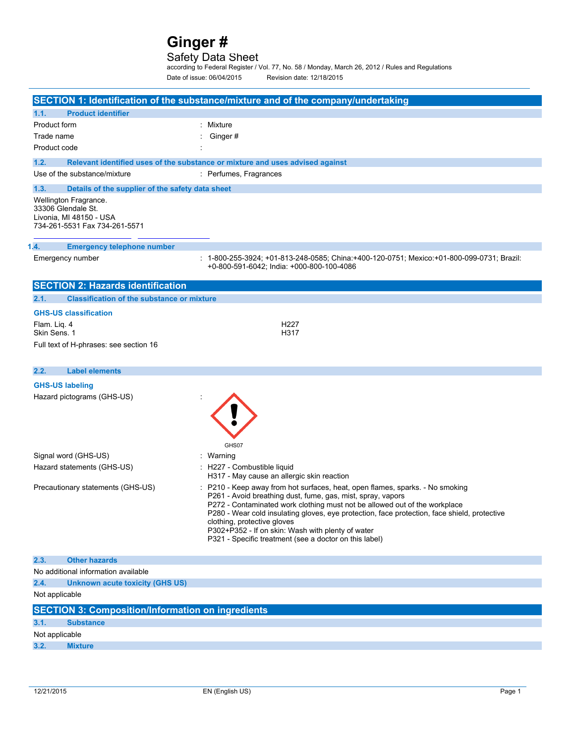# Ginger #

## Safety Data Sheet

according to Federal Register / Vol. 77, No. 58 / Monday, March 26, 2012 / Rules and Regulations

Date of issue: 06/04/2015 Revision date: 12/18/2015

## SECTION 1: Identification of the substance/mixture and of the company/undertaking

### 1.1. Product identifier

| | | |
|---|---|---|
| Product form | : | Mixture |
| Trade name | : | Ginger # |
| Product code | : | |

### 1.2. Relevant identified uses of the substance or mixture and uses advised against

| | | |
|---|---|---|
| Use of the substance/mixture | : | Perfumes, Fragrances |

### 1.3. Details of the supplier of the safety data sheet

Wellington Fragrance.
33306 Glendale St.
Livonia, MI 48150 - USA
734-261-5531 Fax 734-261-5571

### 1.4. Emergency telephone number

| | | |
|---|---|---|
| Emergency number | : | 1-800-255-3924; +01-813-248-0585; China:+400-120-0751; Mexico:+01-800-099-0731; Brazil: +0-800-591-6042; India: +000-800-100-4086 |

## SECTION 2: Hazards identification

### 2.1. Classification of the substance or mixture

**GHS-US classification**

| | |
|---|---|
| Flam. Liq. 4 | H227 |
| Skin Sens. 1 | H317 |

Full text of H-phrases: see section 16

### 2.2. Label elements

**GHS-US labeling**

Hazard pictograms (GHS-US) :

GHS07

Signal word (GHS-US) : Warning

Hazard statements (GHS-US) :
- H227 - Combustible liquid
- H317 - May cause an allergic skin reaction

Precautionary statements (GHS-US) :
- P210 - Keep away from hot surfaces, heat, open flames, sparks. - No smoking
- P261 - Avoid breathing dust, fume, gas, mist, spray, vapors
- P272 - Contaminated work clothing must not be allowed out of the workplace
- P280 - Wear cold insulating gloves, eye protection, face protection, face shield, protective clothing, protective gloves
- P302+P352 - If on skin: Wash with plenty of water
- P321 - Specific treatment (see a doctor on this label)

### 2.3. Other hazards

No additional information available

### 2.4. Unknown acute toxicity (GHS US)

Not applicable

## SECTION 3: Composition/Information on ingredients

### 3.1. Substance

Not applicable

### 3.2. Mixture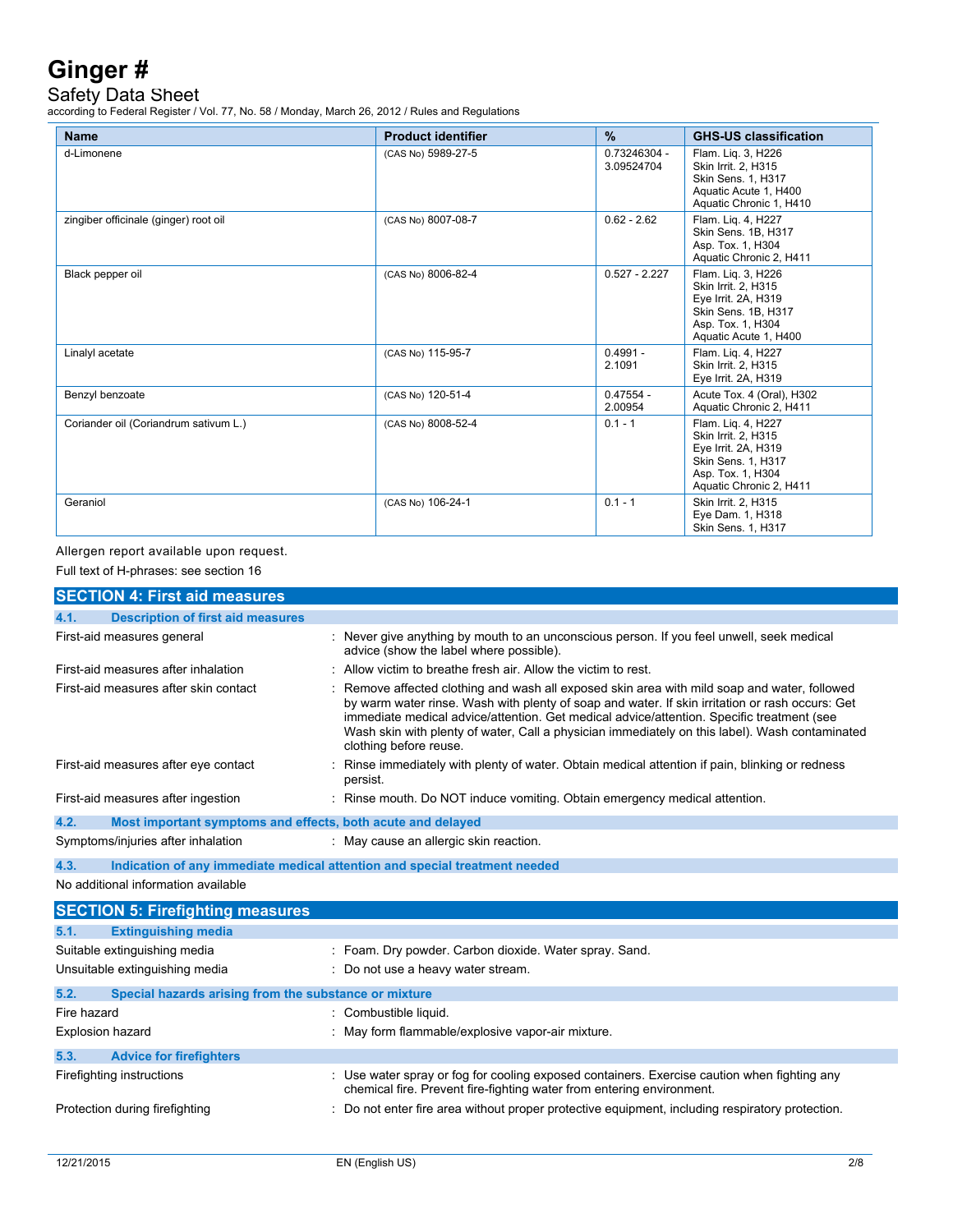| Name | Product identifier | % | GHS-US classification |
|---|---|---|---|
| d-Limonene | (CAS No) 5989-27-5 | 0.73246304 - 3.09524704 | Flam. Liq. 3, H226<br>Skin Irrit. 2, H315<br>Skin Sens. 1, H317<br>Aquatic Acute 1, H400<br>Aquatic Chronic 1, H410 |
| zingiber officinale (ginger) root oil | (CAS No) 8007-08-7 | 0.62 - 2.62 | Flam. Liq. 4, H227<br>Skin Sens. 1B, H317<br>Asp. Tox. 1, H304<br>Aquatic Chronic 2, H411 |
| Black pepper oil | (CAS No) 8006-82-4 | 0.527 - 2.227 | Flam. Liq. 3, H226<br>Skin Irrit. 2, H315<br>Eye Irrit. 2A, H319<br>Skin Sens. 1B, H317<br>Asp. Tox. 1, H304<br>Aquatic Acute 1, H400 |
| Linalyl acetate | (CAS No) 115-95-7 | 0.4991 - 2.1091 | Flam. Liq. 4, H227<br>Skin Irrit. 2, H315<br>Eye Irrit. 2A, H319 |
| Benzyl benzoate | (CAS No) 120-51-4 | 0.47554 - 2.00954 | Acute Tox. 4 (Oral), H302<br>Aquatic Chronic 2, H411 |
| Coriander oil (Coriandrum sativum L.) | (CAS No) 8008-52-4 | 0.1 - 1 | Flam. Liq. 4, H227<br>Skin Irrit. 2, H315<br>Eye Irrit. 2A, H319<br>Skin Sens. 1, H317<br>Asp. Tox. 1, H304<br>Aquatic Chronic 2, H411 |
| Geraniol | (CAS No) 106-24-1 | 0.1 - 1 | Skin Irrit. 2, H315<br>Eye Dam. 1, H318<br>Skin Sens. 1, H317 |

Allergen report available upon request.

Full text of H-phrases: see section 16

## SECTION 4: First aid measures

### 4.1. Description of first aid measures

First-aid measures general : Never give anything by mouth to an unconscious person. If you feel unwell, seek medical advice (show the label where possible).

First-aid measures after inhalation : Allow victim to breathe fresh air. Allow the victim to rest.

First-aid measures after skin contact : Remove affected clothing and wash all exposed skin area with mild soap and water, followed by warm water rinse. Wash with plenty of soap and water. If skin irritation or rash occurs: Get immediate medical advice/attention. Get medical advice/attention. Specific treatment (see Wash skin with plenty of water, Call a physician immediately on this label). Wash contaminated clothing before reuse.

First-aid measures after eye contact : Rinse immediately with plenty of water. Obtain medical attention if pain, blinking or redness persist.

First-aid measures after ingestion : Rinse mouth. Do NOT induce vomiting. Obtain emergency medical attention.

### 4.2. Most important symptoms and effects, both acute and delayed

Symptoms/injuries after inhalation : May cause an allergic skin reaction.

### 4.3. Indication of any immediate medical attention and special treatment needed

No additional information available

## SECTION 5: Firefighting measures

### 5.1. Extinguishing media

Suitable extinguishing media : Foam. Dry powder. Carbon dioxide. Water spray. Sand.

Unsuitable extinguishing media : Do not use a heavy water stream.

### 5.2. Special hazards arising from the substance or mixture

Fire hazard : Combustible liquid.

Explosion hazard : May form flammable/explosive vapor-air mixture.

### 5.3. Advice for firefighters

Firefighting instructions : Use water spray or fog for cooling exposed containers. Exercise caution when fighting any chemical fire. Prevent fire-fighting water from entering environment.

Protection during firefighting : Do not enter fire area without proper protective equipment, including respiratory protection.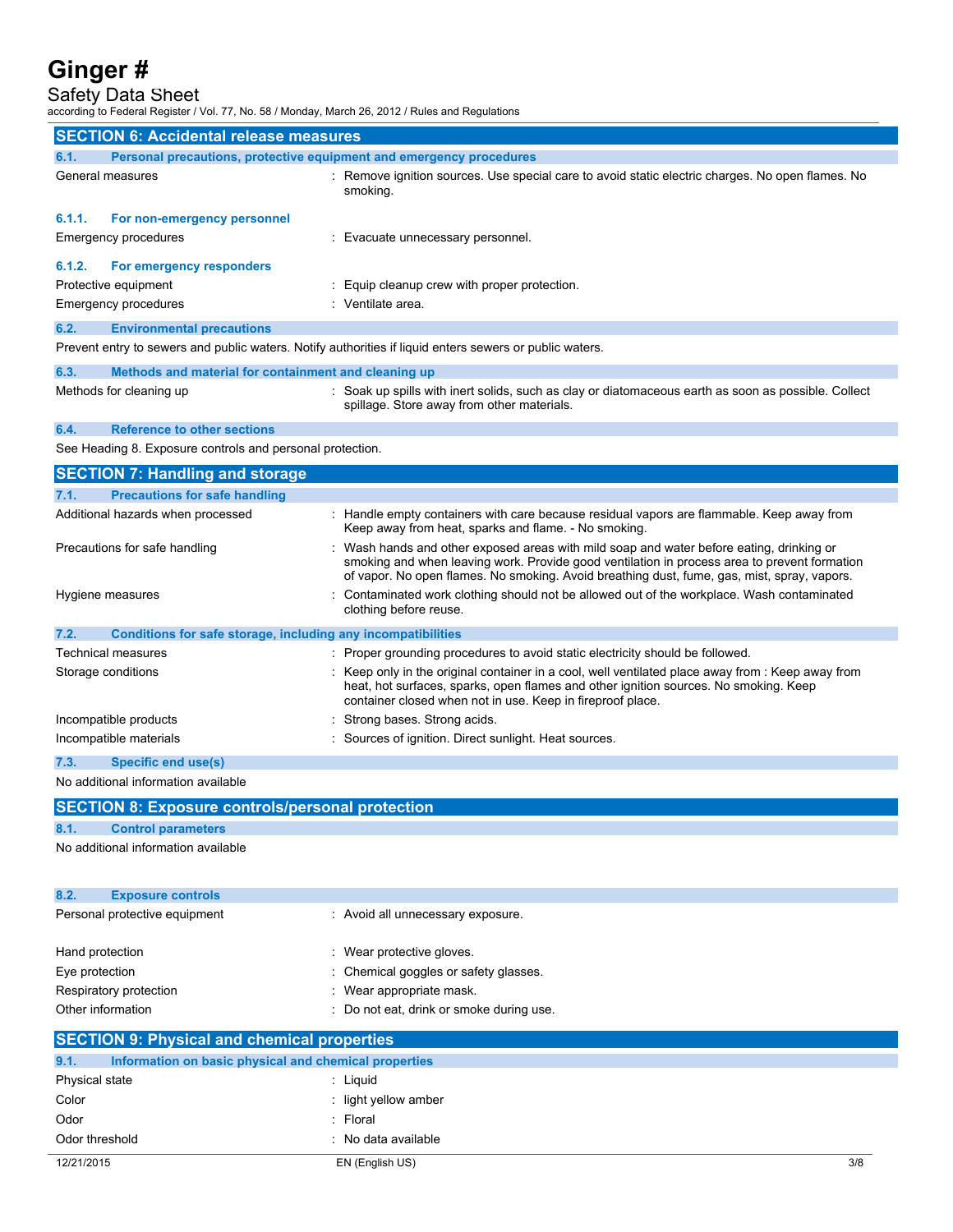## SECTION 6: Accidental release measures

### 6.1. Personal precautions, protective equipment and emergency procedures

General measures : Remove ignition sources. Use special care to avoid static electric charges. No open flames. No smoking.

#### 6.1.1. For non-emergency personnel

Emergency procedures : Evacuate unnecessary personnel.

#### 6.1.2. For emergency responders

Protective equipment : Equip cleanup crew with proper protection.

Emergency procedures : Ventilate area.

### 6.2. Environmental precautions

Prevent entry to sewers and public waters. Notify authorities if liquid enters sewers or public waters.

### 6.3. Methods and material for containment and cleaning up

Methods for cleaning up : Soak up spills with inert solids, such as clay or diatomaceous earth as soon as possible. Collect spillage. Store away from other materials.

### 6.4. Reference to other sections

See Heading 8. Exposure controls and personal protection.

## SECTION 7: Handling and storage

### 7.1. Precautions for safe handling

Additional hazards when processed : Handle empty containers with care because residual vapors are flammable. Keep away from Keep away from heat, sparks and flame. - No smoking.

Precautions for safe handling : Wash hands and other exposed areas with mild soap and water before eating, drinking or smoking and when leaving work. Provide good ventilation in process area to prevent formation of vapor. No open flames. No smoking. Avoid breathing dust, fume, gas, mist, spray, vapors.

Hygiene measures : Contaminated work clothing should not be allowed out of the workplace. Wash contaminated clothing before reuse.

### 7.2. Conditions for safe storage, including any incompatibilities

Technical measures : Proper grounding procedures to avoid static electricity should be followed.

Storage conditions : Keep only in the original container in a cool, well ventilated place away from : Keep away from heat, hot surfaces, sparks, open flames and other ignition sources. No smoking. Keep container closed when not in use. Keep in fireproof place.

Incompatible products : Strong bases. Strong acids.

Incompatible materials : Sources of ignition. Direct sunlight. Heat sources.

### 7.3. Specific end use(s)

No additional information available

## SECTION 8: Exposure controls/personal protection

### 8.1. Control parameters

No additional information available

### 8.2. Exposure controls

Personal protective equipment : Avoid all unnecessary exposure.

Hand protection : Wear protective gloves.

Eye protection : Chemical goggles or safety glasses.

Respiratory protection : Wear appropriate mask.

Other information : Do not eat, drink or smoke during use.

## SECTION 9: Physical and chemical properties

### 9.1. Information on basic physical and chemical properties

Physical state : Liquid

Color : light yellow amber

Odor : Floral

Odor threshold : No data available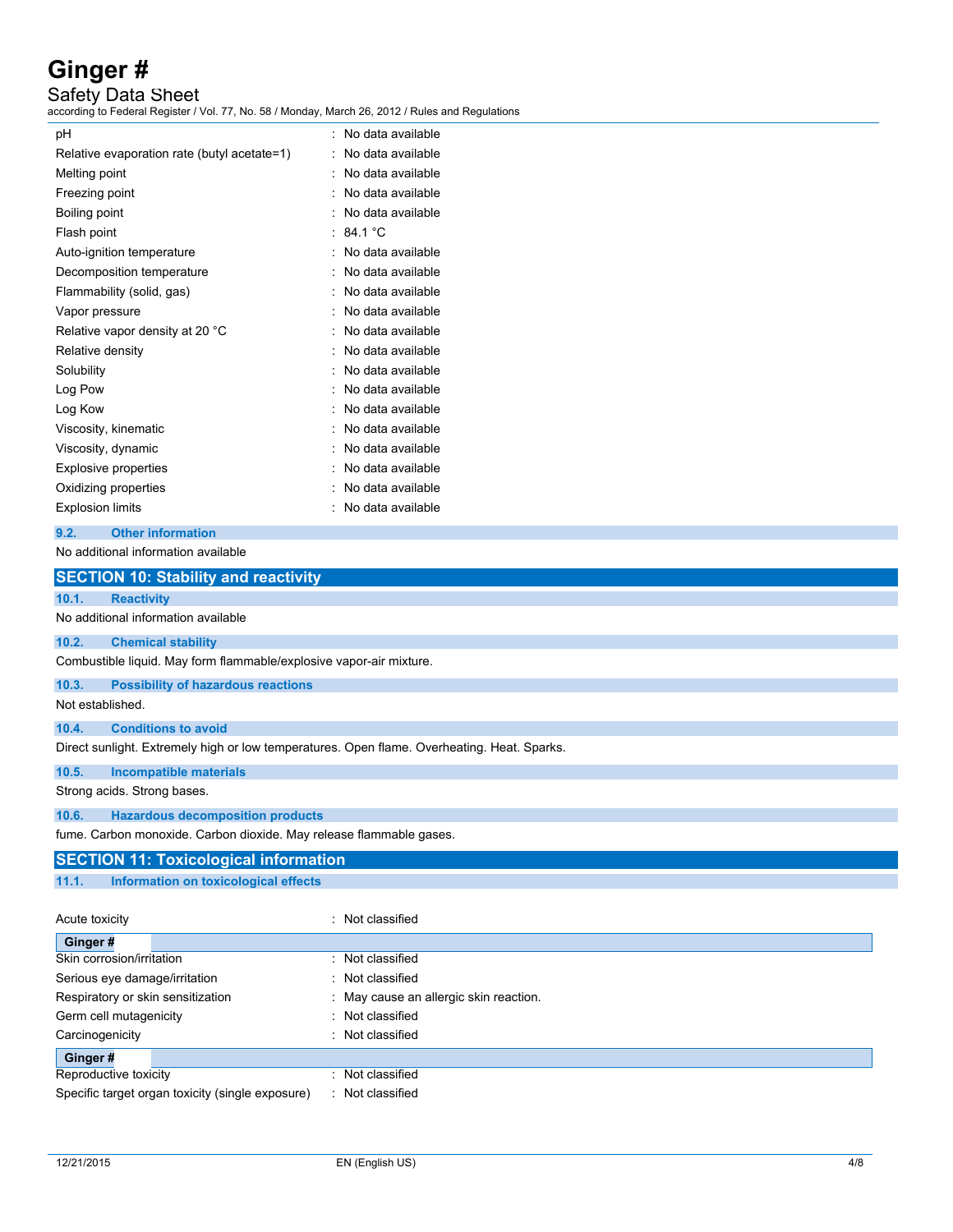| | |
|---|---|
| pH | : No data available |
| Relative evaporation rate (butyl acetate=1) | : No data available |
| Melting point | : No data available |
| Freezing point | : No data available |
| Boiling point | : No data available |
| Flash point | : 84.1 °C |
| Auto-ignition temperature | : No data available |
| Decomposition temperature | : No data available |
| Flammability (solid, gas) | : No data available |
| Vapor pressure | : No data available |
| Relative vapor density at 20 °C | : No data available |
| Relative density | : No data available |
| Solubility | : No data available |
| Log Pow | : No data available |
| Log Kow | : No data available |
| Viscosity, kinematic | : No data available |
| Viscosity, dynamic | : No data available |
| Explosive properties | : No data available |
| Oxidizing properties | : No data available |
| Explosion limits | : No data available |

### 9.2. Other information

No additional information available

## SECTION 10: Stability and reactivity

### 10.1. Reactivity

No additional information available

### 10.2. Chemical stability

Combustible liquid. May form flammable/explosive vapor-air mixture.

### 10.3. Possibility of hazardous reactions

Not established.

### 10.4. Conditions to avoid

Direct sunlight. Extremely high or low temperatures. Open flame. Overheating. Heat. Sparks.

### 10.5. Incompatible materials

Strong acids. Strong bases.

### 10.6. Hazardous decomposition products

fume. Carbon monoxide. Carbon dioxide. May release flammable gases.

## SECTION 11: Toxicological information

### 11.1. Information on toxicological effects

| | |
|---|---|
| Acute toxicity | : Not classified |

**Ginger #**

| | |
|---|---|
| Skin corrosion/irritation | : Not classified |
| Serious eye damage/irritation | : Not classified |
| Respiratory or skin sensitization | : May cause an allergic skin reaction. |
| Germ cell mutagenicity | : Not classified |
| Carcinogenicity | : Not classified |

**Ginger #**

| | |
|---|---|
| Reproductive toxicity | : Not classified |
| Specific target organ toxicity (single exposure) | : Not classified |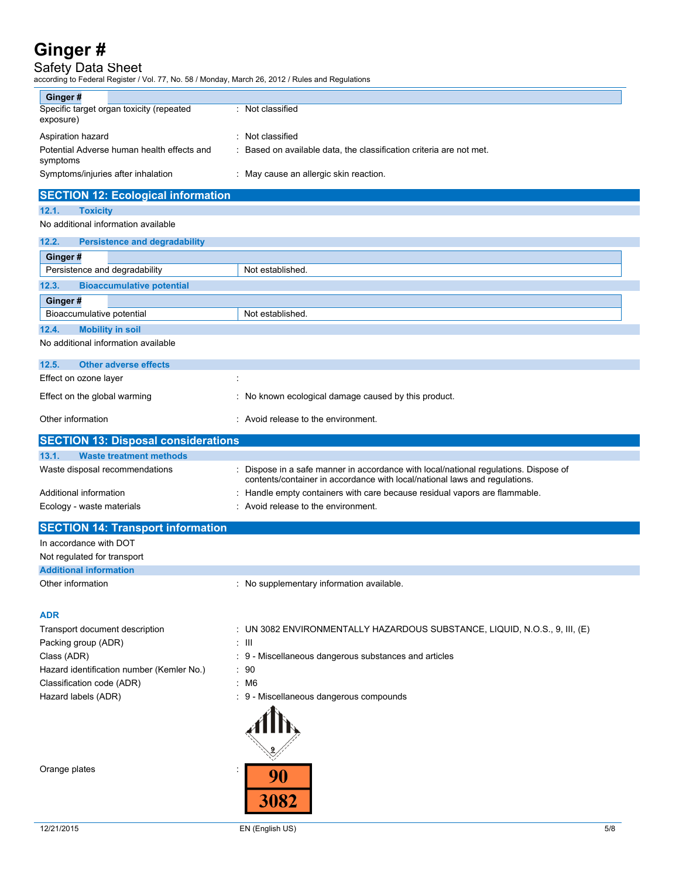| Ginger # | |
|---|---|
| Specific target organ toxicity (repeated exposure) | : Not classified |
| Aspiration hazard | : Not classified |
| Potential Adverse human health effects and symptoms | : Based on available data, the classification criteria are not met. |
| Symptoms/injuries after inhalation | : May cause an allergic skin reaction. |

## SECTION 12: Ecological information

### 12.1. Toxicity

No additional information available

### 12.2. Persistence and degradability

| Ginger # | |
|---|---|
| Persistence and degradability | Not established. |

### 12.3. Bioaccumulative potential

| Ginger # | |
|---|---|
| Bioaccumulative potential | Not established. |

### 12.4. Mobility in soil

No additional information available

### 12.5. Other adverse effects

Effect on ozone layer :

Effect on the global warming : No known ecological damage caused by this product.

Other information : Avoid release to the environment.

## SECTION 13: Disposal considerations

### 13.1. Waste treatment methods

Waste disposal recommendations : Dispose in a safe manner in accordance with local/national regulations. Dispose of contents/container in accordance with local/national laws and regulations.

Additional information : Handle empty containers with care because residual vapors are flammable.

Ecology - waste materials : Avoid release to the environment.

## SECTION 14: Transport information

In accordance with DOT

Not regulated for transport

### Additional information

Other information : No supplementary information available.

### ADR

Transport document description : UN 3082 ENVIRONMENTALLY HAZARDOUS SUBSTANCE, LIQUID, N.O.S., 9, III, (E)

Packing group (ADR) : III

Class (ADR) : 9 - Miscellaneous dangerous substances and articles

Hazard identification number (Kemler No.) : 90

Classification code (ADR) : M6

Hazard labels (ADR) : 9 - Miscellaneous dangerous compounds

Orange plates :

| 90 |
|---|
| 3082 |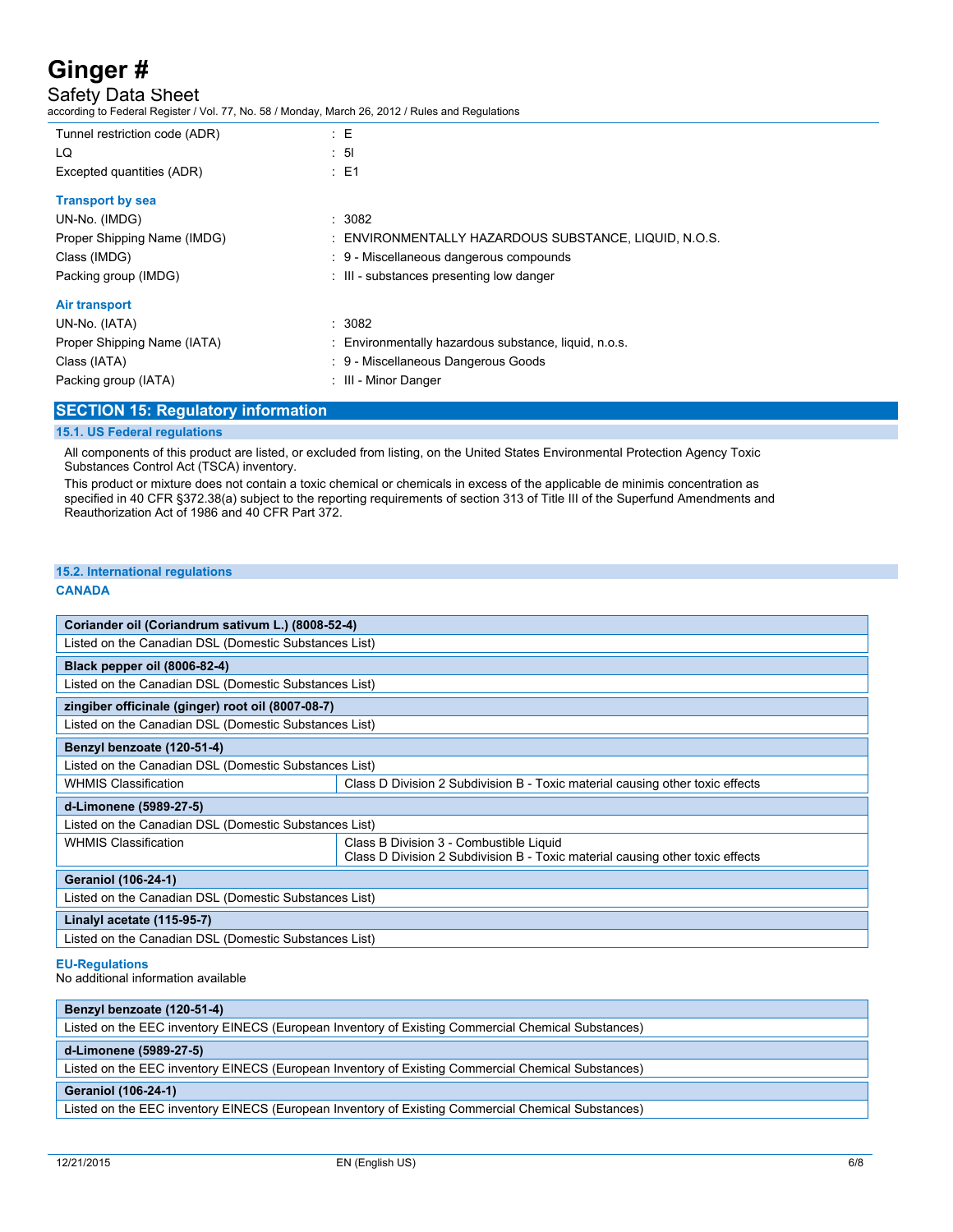| | |
|---|---|
| Tunnel restriction code (ADR) | : E |
| LQ | : 5l |
| Excepted quantities (ADR) | : E1 |

**Transport by sea**

| | |
|---|---|
| UN-No. (IMDG) | : 3082 |
| Proper Shipping Name (IMDG) | : ENVIRONMENTALLY HAZARDOUS SUBSTANCE, LIQUID, N.O.S. |
| Class (IMDG) | : 9 - Miscellaneous dangerous compounds |
| Packing group (IMDG) | : III - substances presenting low danger |

**Air transport**

| | |
|---|---|
| UN-No. (IATA) | : 3082 |
| Proper Shipping Name (IATA) | : Environmentally hazardous substance, liquid, n.o.s. |
| Class (IATA) | : 9 - Miscellaneous Dangerous Goods |
| Packing group (IATA) | : III - Minor Danger |

## SECTION 15: Regulatory information

### 15.1. US Federal regulations

All components of this product are listed, or excluded from listing, on the United States Environmental Protection Agency Toxic Substances Control Act (TSCA) inventory.

This product or mixture does not contain a toxic chemical or chemicals in excess of the applicable de minimis concentration as specified in 40 CFR §372.38(a) subject to the reporting requirements of section 313 of Title III of the Superfund Amendments and Reauthorization Act of 1986 and 40 CFR Part 372.

### 15.2. International regulations

**CANADA**

| **Coriander oil (Coriandrum sativum L.) (8008-52-4)** | |
|---|---|
| Listed on the Canadian DSL (Domestic Substances List) | |
| **Black pepper oil (8006-82-4)** | |
| Listed on the Canadian DSL (Domestic Substances List) | |
| **zingiber officinale (ginger) root oil (8007-08-7)** | |
| Listed on the Canadian DSL (Domestic Substances List) | |
| **Benzyl benzoate (120-51-4)** | |
| Listed on the Canadian DSL (Domestic Substances List) | |
| WHMIS Classification | Class D Division 2 Subdivision B - Toxic material causing other toxic effects |
| **d-Limonene (5989-27-5)** | |
| Listed on the Canadian DSL (Domestic Substances List) | |
| WHMIS Classification | Class B Division 3 - Combustible Liquid<br>Class D Division 2 Subdivision B - Toxic material causing other toxic effects |
| **Geraniol (106-24-1)** | |
| Listed on the Canadian DSL (Domestic Substances List) | |
| **Linalyl acetate (115-95-7)** | |
| Listed on the Canadian DSL (Domestic Substances List) | |

**EU-Regulations**

No additional information available

| **Benzyl benzoate (120-51-4)** |
|---|
| Listed on the EEC inventory EINECS (European Inventory of Existing Commercial Chemical Substances) |
| **d-Limonene (5989-27-5)** |
| Listed on the EEC inventory EINECS (European Inventory of Existing Commercial Chemical Substances) |
| **Geraniol (106-24-1)** |
| Listed on the EEC inventory EINECS (European Inventory of Existing Commercial Chemical Substances) |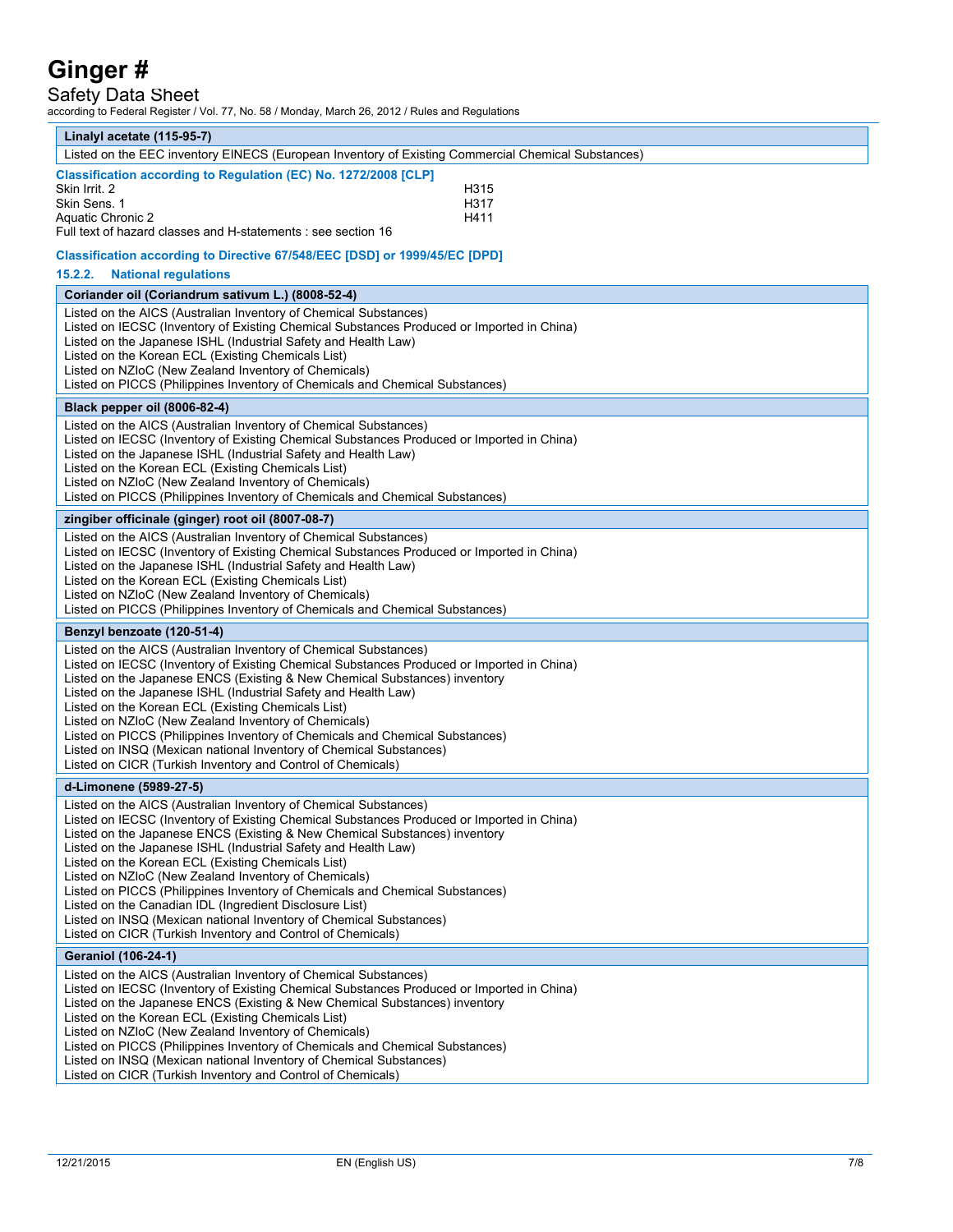| Linalyl acetate (115-95-7) |
|---|
| Listed on the EEC inventory EINECS (European Inventory of Existing Commercial Chemical Substances) |

**Classification according to Regulation (EC) No. 1272/2008 [CLP]**

| | |
|---|---|
| Skin Irrit. 2 | H315 |
| Skin Sens. 1 | H317 |
| Aquatic Chronic 2 | H411 |

Full text of hazard classes and H-statements : see section 16

**Classification according to Directive 67/548/EEC [DSD] or 1999/45/EC [DPD]**

### 15.2.2. National regulations

| Coriander oil (Coriandrum sativum L.) (8008-52-4) |
|---|
| Listed on the AICS (Australian Inventory of Chemical Substances)<br>Listed on IECSC (Inventory of Existing Chemical Substances Produced or Imported in China)<br>Listed on the Japanese ISHL (Industrial Safety and Health Law)<br>Listed on the Korean ECL (Existing Chemicals List)<br>Listed on NZIoC (New Zealand Inventory of Chemicals)<br>Listed on PICCS (Philippines Inventory of Chemicals and Chemical Substances) |

| Black pepper oil (8006-82-4) |
|---|
| Listed on the AICS (Australian Inventory of Chemical Substances)<br>Listed on IECSC (Inventory of Existing Chemical Substances Produced or Imported in China)<br>Listed on the Japanese ISHL (Industrial Safety and Health Law)<br>Listed on the Korean ECL (Existing Chemicals List)<br>Listed on NZIoC (New Zealand Inventory of Chemicals)<br>Listed on PICCS (Philippines Inventory of Chemicals and Chemical Substances) |

| zingiber officinale (ginger) root oil (8007-08-7) |
|---|
| Listed on the AICS (Australian Inventory of Chemical Substances)<br>Listed on IECSC (Inventory of Existing Chemical Substances Produced or Imported in China)<br>Listed on the Japanese ISHL (Industrial Safety and Health Law)<br>Listed on the Korean ECL (Existing Chemicals List)<br>Listed on NZIoC (New Zealand Inventory of Chemicals)<br>Listed on PICCS (Philippines Inventory of Chemicals and Chemical Substances) |

| Benzyl benzoate (120-51-4) |
|---|
| Listed on the AICS (Australian Inventory of Chemical Substances)<br>Listed on IECSC (Inventory of Existing Chemical Substances Produced or Imported in China)<br>Listed on the Japanese ENCS (Existing & New Chemical Substances) inventory<br>Listed on the Japanese ISHL (Industrial Safety and Health Law)<br>Listed on the Korean ECL (Existing Chemicals List)<br>Listed on NZIoC (New Zealand Inventory of Chemicals)<br>Listed on PICCS (Philippines Inventory of Chemicals and Chemical Substances)<br>Listed on INSQ (Mexican national Inventory of Chemical Substances)<br>Listed on CICR (Turkish Inventory and Control of Chemicals) |

| d-Limonene (5989-27-5) |
|---|
| Listed on the AICS (Australian Inventory of Chemical Substances)<br>Listed on IECSC (Inventory of Existing Chemical Substances Produced or Imported in China)<br>Listed on the Japanese ENCS (Existing & New Chemical Substances) inventory<br>Listed on the Japanese ISHL (Industrial Safety and Health Law)<br>Listed on the Korean ECL (Existing Chemicals List)<br>Listed on NZIoC (New Zealand Inventory of Chemicals)<br>Listed on PICCS (Philippines Inventory of Chemicals and Chemical Substances)<br>Listed on the Canadian IDL (Ingredient Disclosure List)<br>Listed on INSQ (Mexican national Inventory of Chemical Substances)<br>Listed on CICR (Turkish Inventory and Control of Chemicals) |

| Geraniol (106-24-1) |
|---|
| Listed on the AICS (Australian Inventory of Chemical Substances)<br>Listed on IECSC (Inventory of Existing Chemical Substances Produced or Imported in China)<br>Listed on the Japanese ENCS (Existing & New Chemical Substances) inventory<br>Listed on the Korean ECL (Existing Chemicals List)<br>Listed on NZIoC (New Zealand Inventory of Chemicals)<br>Listed on PICCS (Philippines Inventory of Chemicals and Chemical Substances)<br>Listed on INSQ (Mexican national Inventory of Chemical Substances)<br>Listed on CICR (Turkish Inventory and Control of Chemicals) |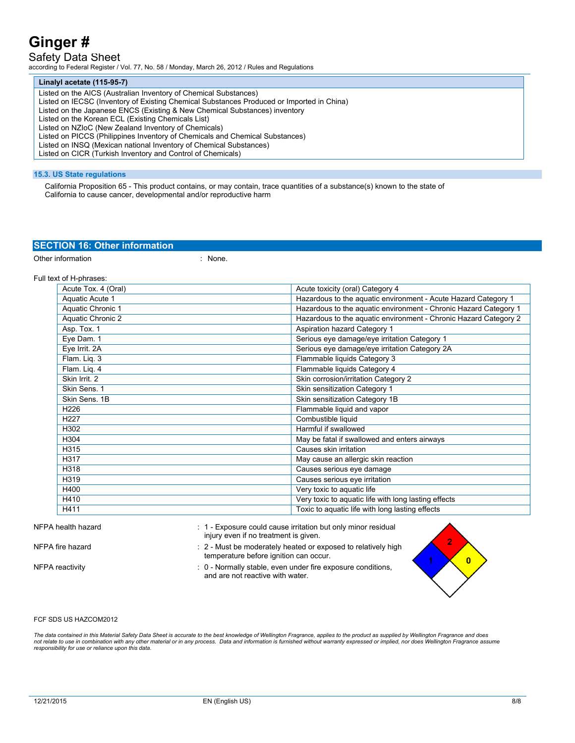| Linalyl acetate (115-95-7) |
| --- |
| Listed on the AICS (Australian Inventory of Chemical Substances)<br>Listed on IECSC (Inventory of Existing Chemical Substances Produced or Imported in China)<br>Listed on the Japanese ENCS (Existing & New Chemical Substances) inventory<br>Listed on the Korean ECL (Existing Chemicals List)<br>Listed on NZIoC (New Zealand Inventory of Chemicals)<br>Listed on PICCS (Philippines Inventory of Chemicals and Chemical Substances)<br>Listed on INSQ (Mexican national Inventory of Chemical Substances)<br>Listed on CICR (Turkish Inventory and Control of Chemicals) |

### 15.3. US State regulations

California Proposition 65 - This product contains, or may contain, trace quantities of a substance(s) known to the state of California to cause cancer, developmental and/or reproductive harm

## SECTION 16: Other information

Other information : None.

Full text of H-phrases:

| | |
| --- | --- |
| Acute Tox. 4 (Oral) | Acute toxicity (oral) Category 4 |
| Aquatic Acute 1 | Hazardous to the aquatic environment - Acute Hazard Category 1 |
| Aquatic Chronic 1 | Hazardous to the aquatic environment - Chronic Hazard Category 1 |
| Aquatic Chronic 2 | Hazardous to the aquatic environment - Chronic Hazard Category 2 |
| Asp. Tox. 1 | Aspiration hazard Category 1 |
| Eye Dam. 1 | Serious eye damage/eye irritation Category 1 |
| Eye Irrit. 2A | Serious eye damage/eye irritation Category 2A |
| Flam. Liq. 3 | Flammable liquids Category 3 |
| Flam. Liq. 4 | Flammable liquids Category 4 |
| Skin Irrit. 2 | Skin corrosion/irritation Category 2 |
| Skin Sens. 1 | Skin sensitization Category 1 |
| Skin Sens. 1B | Skin sensitization Category 1B |
| H226 | Flammable liquid and vapor |
| H227 | Combustible liquid |
| H302 | Harmful if swallowed |
| H304 | May be fatal if swallowed and enters airways |
| H315 | Causes skin irritation |
| H317 | May cause an allergic skin reaction |
| H318 | Causes serious eye damage |
| H319 | Causes serious eye irritation |
| H400 | Very toxic to aquatic life |
| H410 | Very toxic to aquatic life with long lasting effects |
| H411 | Toxic to aquatic life with long lasting effects |

NFPA health hazard : 1 - Exposure could cause irritation but only minor residual injury even if no treatment is given.

NFPA fire hazard : 2 - Must be moderately heated or exposed to relatively high temperature before ignition can occur.

NFPA reactivity : 0 - Normally stable, even under fire exposure conditions, and are not reactive with water.

2
1
0

FCF SDS US HAZCOM2012

*The data contained in this Material Safety Data Sheet is accurate to the best knowledge of Wellington Fragrance, applies to the product as supplied by Wellington Fragrance and does not relate to use in combination with any other material or in any process. Data and information is furnished without warranty expressed or implied, nor does Wellington Fragrance assume responsibility for use or reliance upon this data.*